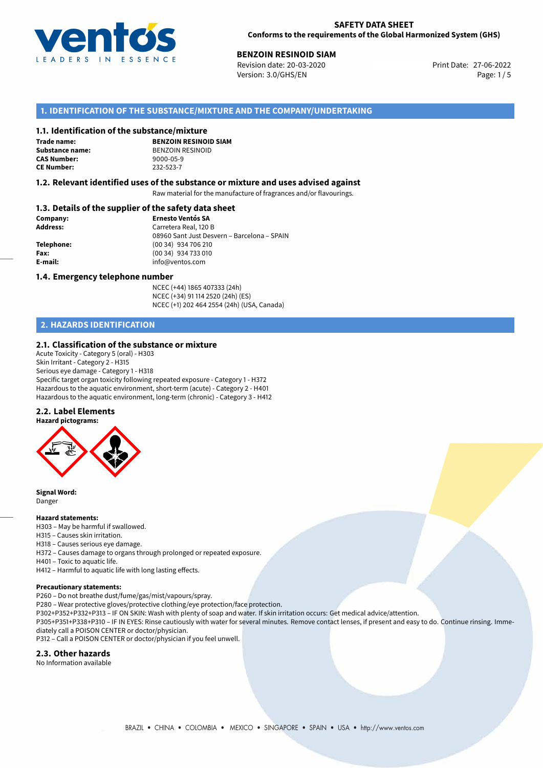**SAFETY DATA SHEET**
**Conforms to the requirements of the Global Harmonized System (GHS)**

**BENZOIN RESINOID SIAM**
Revision date: 20-03-2020
Version: 3.0/GHS/EN
Print Date: 27-06-2022

## 1. IDENTIFICATION OF THE SUBSTANCE/MIXTURE AND THE COMPANY/UNDERTAKING

### 1.1. Identification of the substance/mixture

**Trade name:** **BENZOIN RESINOID SIAM**
**Substance name:** BENZOIN RESINOID
**CAS Number:** 9000-05-9
**CE Number:** 232-523-7

### 1.2. Relevant identified uses of the substance or mixture and uses advised against

Raw material for the manufacture of fragrances and/or flavourings.

### 1.3. Details of the supplier of the safety data sheet

**Company:** **Ernesto Ventós SA**
**Address:** Carretera Real, 120 B
08960 Sant Just Desvern – Barcelona – SPAIN
**Telephone:** (00 34) 934 706 210
**Fax:** (00 34) 934 733 010
**E-mail:** info@ventos.com

### 1.4. Emergency telephone number

NCEC (+44) 1865 407333 (24h)
NCEC (+34) 91 114 2520 (24h) (ES)
NCEC (+1) 202 464 2554 (24h) (USA, Canada)

## 2. HAZARDS IDENTIFICATION

### 2.1. Classification of the substance or mixture

Acute Toxicity - Category 5 (oral) - H303
Skin Irritant - Category 2 - H315
Serious eye damage - Category 1 - H318
Specific target organ toxicity following repeated exposure - Category 1 - H372
Hazardous to the aquatic environment, short-term (acute) - Category 2 - H401
Hazardous to the aquatic environment, long-term (chronic) - Category 3 - H412

### 2.2. Label Elements

**Hazard pictograms:**

**Signal Word:**
Danger

**Hazard statements:**
H303 – May be harmful if swallowed.
H315 – Causes skin irritation.
H318 – Causes serious eye damage.
H372 – Causes damage to organs through prolonged or repeated exposure.
H401 – Toxic to aquatic life.
H412 – Harmful to aquatic life with long lasting effects.

**Precautionary statements:**
P260 – Do not breathe dust/fume/gas/mist/vapours/spray.
P280 – Wear protective gloves/protective clothing/eye protection/face protection.
P302+P352+P332+P313 – IF ON SKIN: Wash with plenty of soap and water. If skin irritation occurs: Get medical advice/attention.
P305+P351+P338+P310 – IF IN EYES: Rinse cautiously with water for several minutes. Remove contact lenses, if present and easy to do. Continue rinsing. Immediately call a POISON CENTER or doctor/physician.
P312 – Call a POISON CENTER or doctor/physician if you feel unwell.

### 2.3. Other hazards

No Information available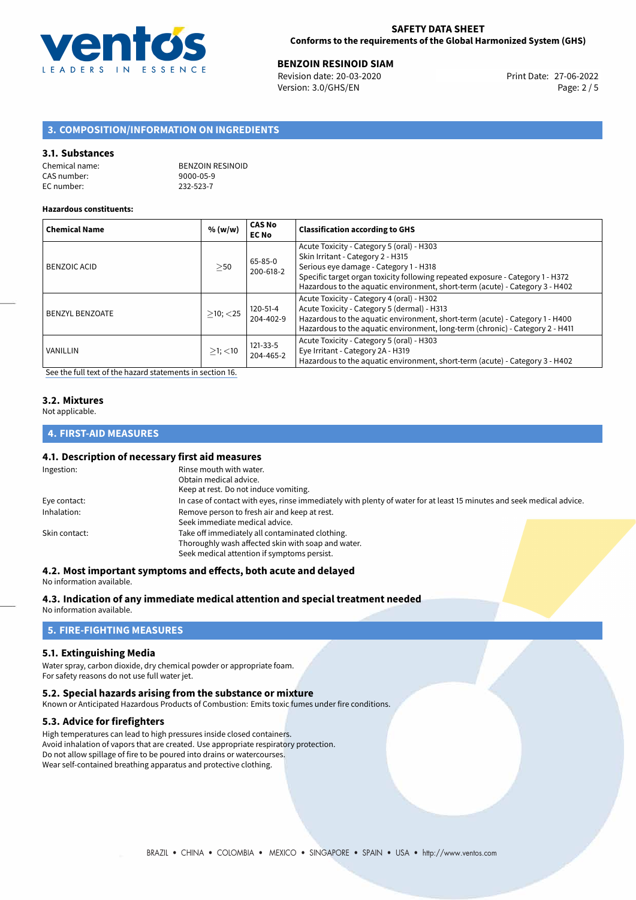## 3. COMPOSITION/INFORMATION ON INGREDIENTS

### 3.1. Substances

Chemical name: BENZOIN RESINOID
CAS number: 9000-05-9
EC number: 232-523-7

**Hazardous constituents:**

| Chemical Name | % (w/w) | CAS No EC No | Classification according to GHS |
|---|---|---|---|
| BENZOIC ACID | ≥50 | 65-85-0 200-618-2 | Acute Toxicity - Category 5 (oral) - H303<br>Skin Irritant - Category 2 - H315<br>Serious eye damage - Category 1 - H318<br>Specific target organ toxicity following repeated exposure - Category 1 - H372<br>Hazardous to the aquatic environment, short-term (acute) - Category 3 - H402 |
| BENZYL BENZOATE | ≥10; <25 | 120-51-4 204-402-9 | Acute Toxicity - Category 4 (oral) - H302<br>Acute Toxicity - Category 5 (dermal) - H313<br>Hazardous to the aquatic environment, short-term (acute) - Category 1 - H400<br>Hazardous to the aquatic environment, long-term (chronic) - Category 2 - H411 |
| VANILLIN | ≥1; <10 | 121-33-5 204-465-2 | Acute Toxicity - Category 5 (oral) - H303<br>Eye Irritant - Category 2A - H319<br>Hazardous to the aquatic environment, short-term (acute) - Category 3 - H402 |

See the full text of the hazard statements in section 16.

### 3.2. Mixtures

Not applicable.

## 4. FIRST-AID MEASURES

### 4.1. Description of necessary first aid measures

Ingestion: Rinse mouth with water.
Obtain medical advice.
Keep at rest. Do not induce vomiting.

Eye contact: In case of contact with eyes, rinse immediately with plenty of water for at least 15 minutes and seek medical advice.

Inhalation: Remove person to fresh air and keep at rest.
Seek immediate medical advice.

Skin contact: Take off immediately all contaminated clothing.
Thoroughly wash affected skin with soap and water.
Seek medical attention if symptoms persist.

### 4.2. Most important symptoms and effects, both acute and delayed

No information available.

### 4.3. Indication of any immediate medical attention and special treatment needed

No information available.

## 5. FIRE-FIGHTING MEASURES

### 5.1. Extinguishing Media

Water spray, carbon dioxide, dry chemical powder or appropriate foam.
For safety reasons do not use full water jet.

### 5.2. Special hazards arising from the substance or mixture

Known or Anticipated Hazardous Products of Combustion: Emits toxic fumes under fire conditions.

### 5.3. Advice for firefighters

High temperatures can lead to high pressures inside closed containers.
Avoid inhalation of vapors that are created. Use appropriate respiratory protection.
Do not allow spillage of fire to be poured into drains or watercourses.
Wear self-contained breathing apparatus and protective clothing.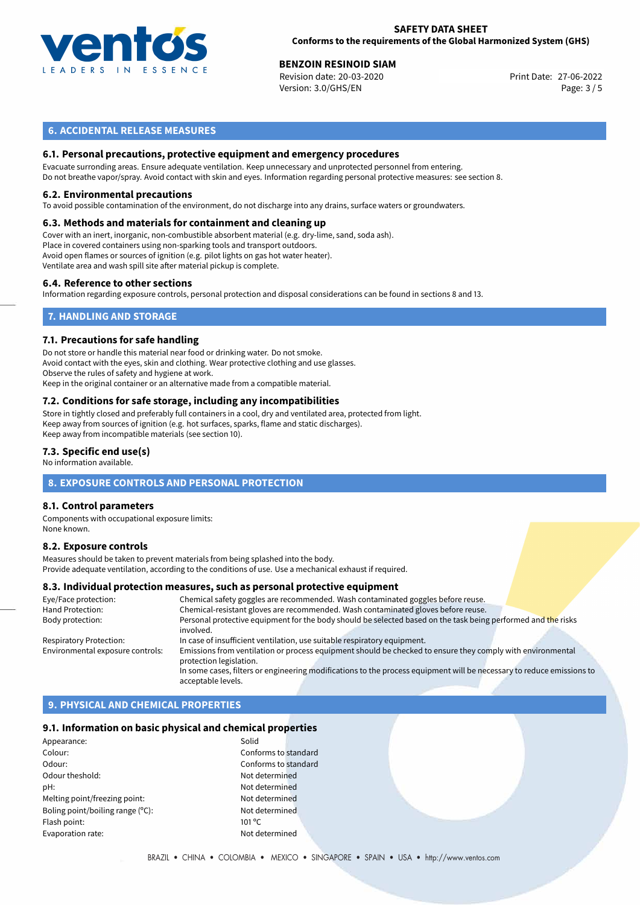## 6. ACCIDENTAL RELEASE MEASURES

### 6.1. Personal precautions, protective equipment and emergency procedures

Evacuate surronding areas. Ensure adequate ventilation. Keep unnecessary and unprotected personnel from entering.
Do not breathe vapor/spray. Avoid contact with skin and eyes. Information regarding personal protective measures: see section 8.

### 6.2. Environmental precautions

To avoid possible contamination of the environment, do not discharge into any drains, surface waters or groundwaters.

### 6.3. Methods and materials for containment and cleaning up

Cover with an inert, inorganic, non-combustible absorbent material (e.g. dry-lime, sand, soda ash).
Place in covered containers using non-sparking tools and transport outdoors.
Avoid open flames or sources of ignition (e.g. pilot lights on gas hot water heater).
Ventilate area and wash spill site after material pickup is complete.

### 6.4. Reference to other sections

Information regarding exposure controls, personal protection and disposal considerations can be found in sections 8 and 13.

## 7. HANDLING AND STORAGE

### 7.1. Precautions for safe handling

Do not store or handle this material near food or drinking water. Do not smoke.
Avoid contact with the eyes, skin and clothing. Wear protective clothing and use glasses.
Observe the rules of safety and hygiene at work.
Keep in the original container or an alternative made from a compatible material.

### 7.2. Conditions for safe storage, including any incompatibilities

Store in tightly closed and preferably full containers in a cool, dry and ventilated area, protected from light.
Keep away from sources of ignition (e.g. hot surfaces, sparks, flame and static discharges).
Keep away from incompatible materials (see section 10).

### 7.3. Specific end use(s)

No information available.

## 8. EXPOSURE CONTROLS AND PERSONAL PROTECTION

### 8.1. Control parameters

Components with occupational exposure limits:
None known.

### 8.2. Exposure controls

Measures should be taken to prevent materials from being splashed into the body.
Provide adequate ventilation, according to the conditions of use. Use a mechanical exhaust if required.

### 8.3. Individual protection measures, such as personal protective equipment

| | |
|---|---|
| Eye/Face protection: | Chemical safety goggles are recommended. Wash contaminated goggles before reuse. |
| Hand Protection: | Chemical-resistant gloves are recommended. Wash contaminated gloves before reuse. |
| Body protection: | Personal protective equipment for the body should be selected based on the task being performed and the risks involved. |
| Respiratory Protection: | In case of insufficient ventilation, use suitable respiratory equipment. |
| Environmental exposure controls: | Emissions from ventilation or process equipment should be checked to ensure they comply with environmental protection legislation. In some cases, filters or engineering modifications to the process equipment will be necessary to reduce emissions to acceptable levels. |

## 9. PHYSICAL AND CHEMICAL PROPERTIES

### 9.1. Information on basic physical and chemical properties

| | |
|---|---|
| Appearance: | Solid |
| Colour: | Conforms to standard |
| Odour: | Conforms to standard |
| Odour theshold: | Not determined |
| pH: | Not determined |
| Melting point/freezing point: | Not determined |
| Boling point/boiling range (°C): | Not determined |
| Flash point: | 101 °C |
| Evaporation rate: | Not determined |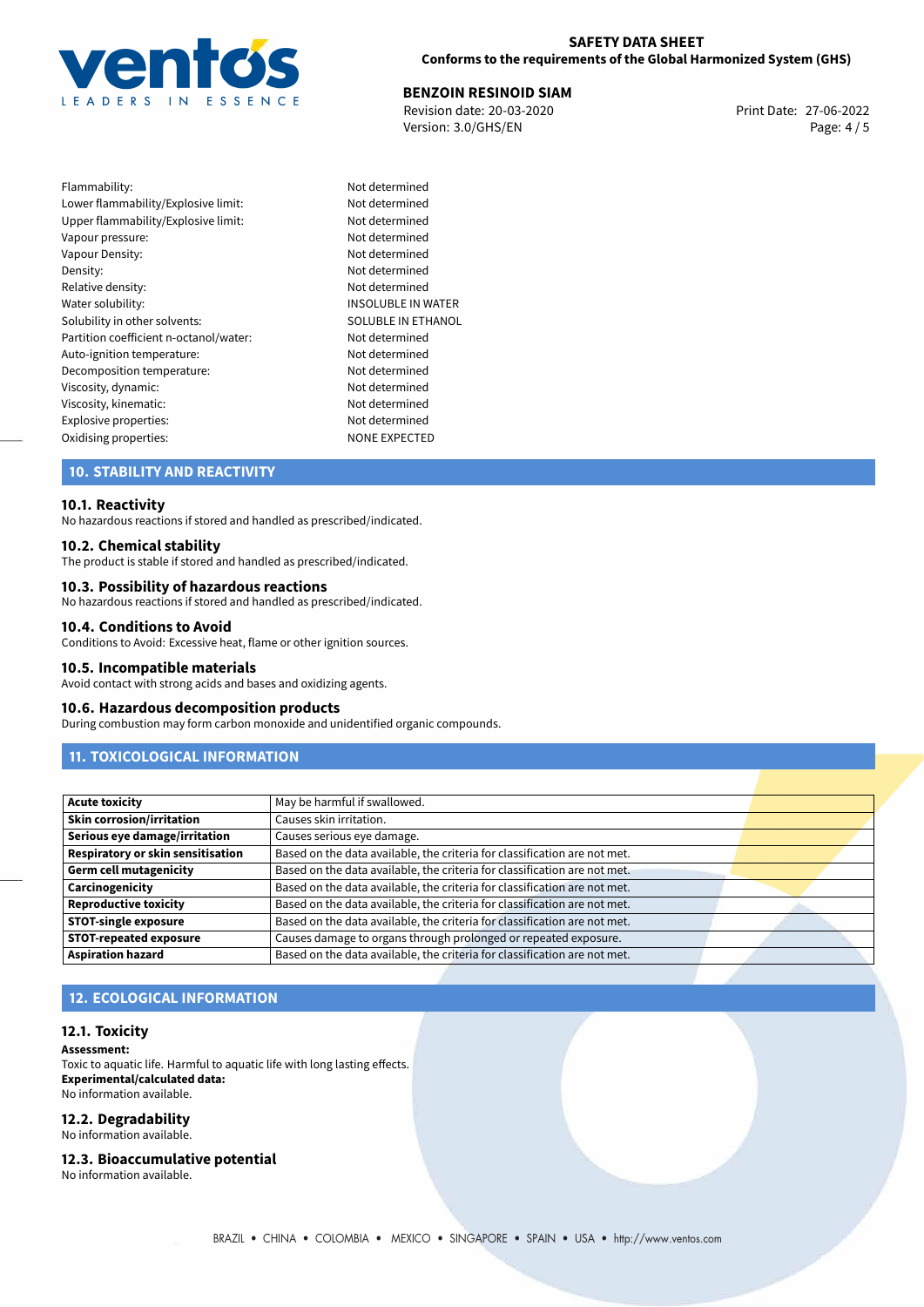| | |
|---|---|
| Flammability: | Not determined |
| Lower flammability/Explosive limit: | Not determined |
| Upper flammability/Explosive limit: | Not determined |
| Vapour pressure: | Not determined |
| Vapour Density: | Not determined |
| Density: | Not determined |
| Relative density: | Not determined |
| Water solubility: | INSOLUBLE IN WATER |
| Solubility in other solvents: | SOLUBLE IN ETHANOL |
| Partition coefficient n-octanol/water: | Not determined |
| Auto-ignition temperature: | Not determined |
| Decomposition temperature: | Not determined |
| Viscosity, dynamic: | Not determined |
| Viscosity, kinematic: | Not determined |
| Explosive properties: | Not determined |
| Oxidising properties: | NONE EXPECTED |

## 10. STABILITY AND REACTIVITY

### 10.1. Reactivity
No hazardous reactions if stored and handled as prescribed/indicated.

### 10.2. Chemical stability
The product is stable if stored and handled as prescribed/indicated.

### 10.3. Possibility of hazardous reactions
No hazardous reactions if stored and handled as prescribed/indicated.

### 10.4. Conditions to Avoid
Conditions to Avoid: Excessive heat, flame or other ignition sources.

### 10.5. Incompatible materials
Avoid contact with strong acids and bases and oxidizing agents.

### 10.6. Hazardous decomposition products
During combustion may form carbon monoxide and unidentified organic compounds.

## 11. TOXICOLOGICAL INFORMATION

| | |
|---|---|
| **Acute toxicity** | May be harmful if swallowed. |
| **Skin corrosion/irritation** | Causes skin irritation. |
| **Serious eye damage/irritation** | Causes serious eye damage. |
| **Respiratory or skin sensitisation** | Based on the data available, the criteria for classification are not met. |
| **Germ cell mutagenicity** | Based on the data available, the criteria for classification are not met. |
| **Carcinogenicity** | Based on the data available, the criteria for classification are not met. |
| **Reproductive toxicity** | Based on the data available, the criteria for classification are not met. |
| **STOT-single exposure** | Based on the data available, the criteria for classification are not met. |
| **STOT-repeated exposure** | Causes damage to organs through prolonged or repeated exposure. |
| **Aspiration hazard** | Based on the data available, the criteria for classification are not met. |

## 12. ECOLOGICAL INFORMATION

### 12.1. Toxicity
**Assessment:**
Toxic to aquatic life. Harmful to aquatic life with long lasting effects.
**Experimental/calculated data:**
No information available.

### 12.2. Degradability
No information available.

### 12.3. Bioaccumulative potential
No information available.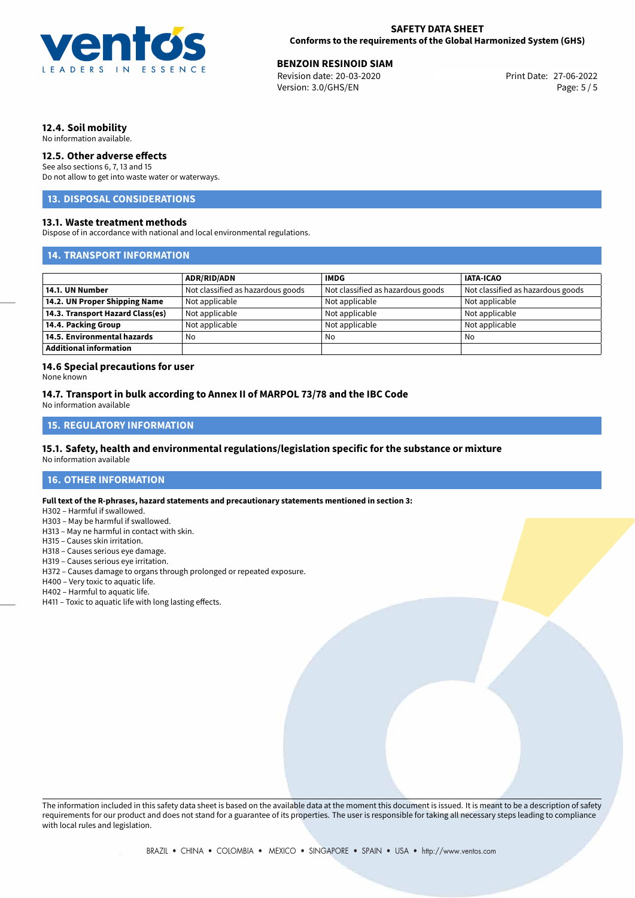#### 12.4. Soil mobility

No information available.

#### 12.5. Other adverse effects

See also sections 6, 7, 13 and 15
Do not allow to get into waste water or waterways.

## 13. DISPOSAL CONSIDERATIONS

### 13.1. Waste treatment methods

Dispose of in accordance with national and local environmental regulations.

## 14. TRANSPORT INFORMATION

| | ADR/RID/ADN | IMDG | IATA-ICAO |
|---|---|---|---|
| **14.1. UN Number** | Not classified as hazardous goods | Not classified as hazardous goods | Not classified as hazardous goods |
| **14.2. UN Proper Shipping Name** | Not applicable | Not applicable | Not applicable |
| **14.3. Transport Hazard Class(es)** | Not applicable | Not applicable | Not applicable |
| **14.4. Packing Group** | Not applicable | Not applicable | Not applicable |
| **14.5. Environmental hazards** | No | No | No |
| **Additional information** | | | |

### 14.6 Special precautions for user

None known

### 14.7. Transport in bulk according to Annex II of MARPOL 73/78 and the IBC Code

No information available

## 15. REGULATORY INFORMATION

### 15.1. Safety, health and environmental regulations/legislation specific for the substance or mixture

No information available

## 16. OTHER INFORMATION

**Full text of the R-phrases, hazard statements and precautionary statements mentioned in section 3:**

H302 – Harmful if swallowed.
H303 – May be harmful if swallowed.
H313 – May ne harmful in contact with skin.
H315 – Causes skin irritation.
H318 – Causes serious eye damage.
H319 – Causes serious eye irritation.
H372 – Causes damage to organs through prolonged or repeated exposure.
H400 – Very toxic to aquatic life.
H402 – Harmful to aquatic life.
H411 – Toxic to aquatic life with long lasting effects.

The information included in this safety data sheet is based on the available data at the moment this document is issued. It is meant to be a description of safety requirements for our product and does not stand for a guarantee of its properties. The user is responsible for taking all necessary steps leading to compliance with local rules and legislation.